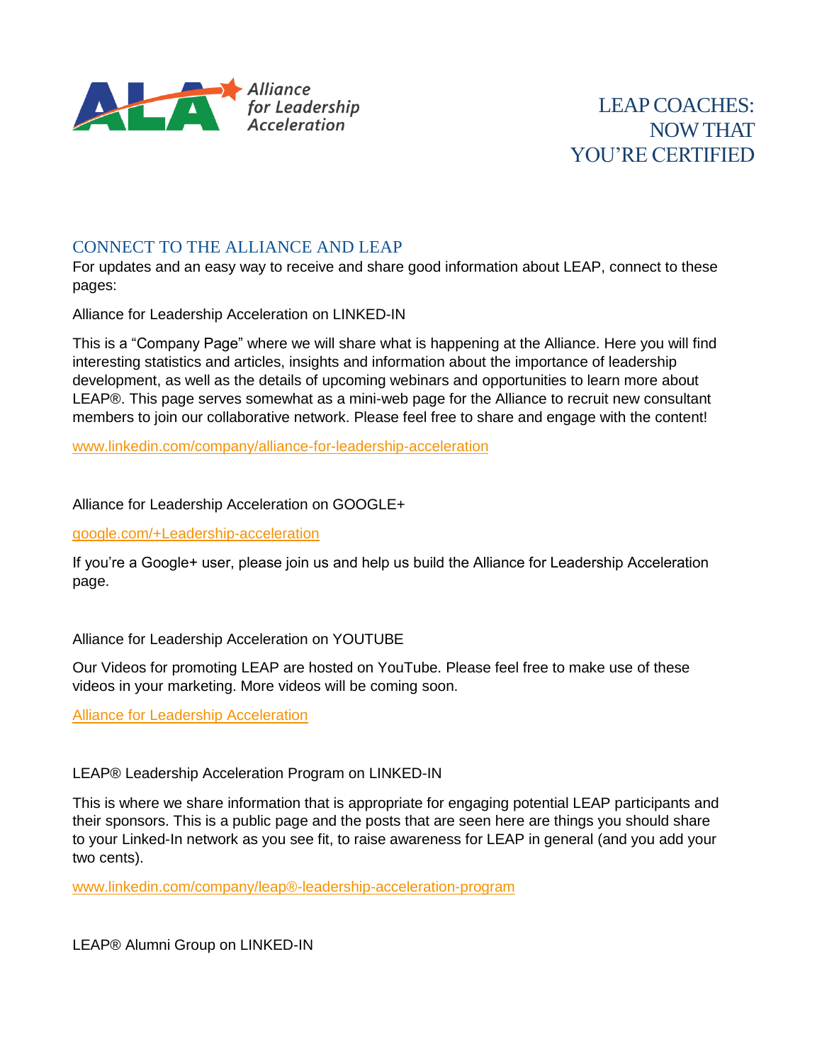Alliance for Leadership Acceleration

# LEAP COACHES: NOW THAT YOU'RE CERTIFIED

## CONNECT TO THE ALLIANCE AND LEAP

For updates and an easy way to receive and share good information about LEAP, connect to these pages:

Alliance for Leadership Acceleration on LINKED-IN

This is a "Company Page" where we will share what is happening at the Alliance. Here you will find interesting statistics and articles, insights and information about the importance of leadership development, as well as the details of upcoming webinars and opportunities to learn more about LEAP®. This page serves somewhat as a mini-web page for the Alliance to recruit new consultant members to join our collaborative network. Please feel free to share and engage with the content!

www.linkedin.com/company/alliance-for-leadership-acceleration

Alliance for Leadership Acceleration on GOOGLE+

google.com/+Leadership-acceleration

If you're a Google+ user, please join us and help us build the Alliance for Leadership Acceleration page.

Alliance for Leadership Acceleration on YOUTUBE

Our Videos for promoting LEAP are hosted on YouTube. Please feel free to make use of these videos in your marketing. More videos will be coming soon.

Alliance for Leadership Acceleration

LEAP® Leadership Acceleration Program on LINKED-IN

This is where we share information that is appropriate for engaging potential LEAP participants and their sponsors. This is a public page and the posts that are seen here are things you should share to your Linked-In network as you see fit, to raise awareness for LEAP in general (and you add your two cents).

www.linkedin.com/company/leap®-leadership-acceleration-program

LEAP® Alumni Group on LINKED-IN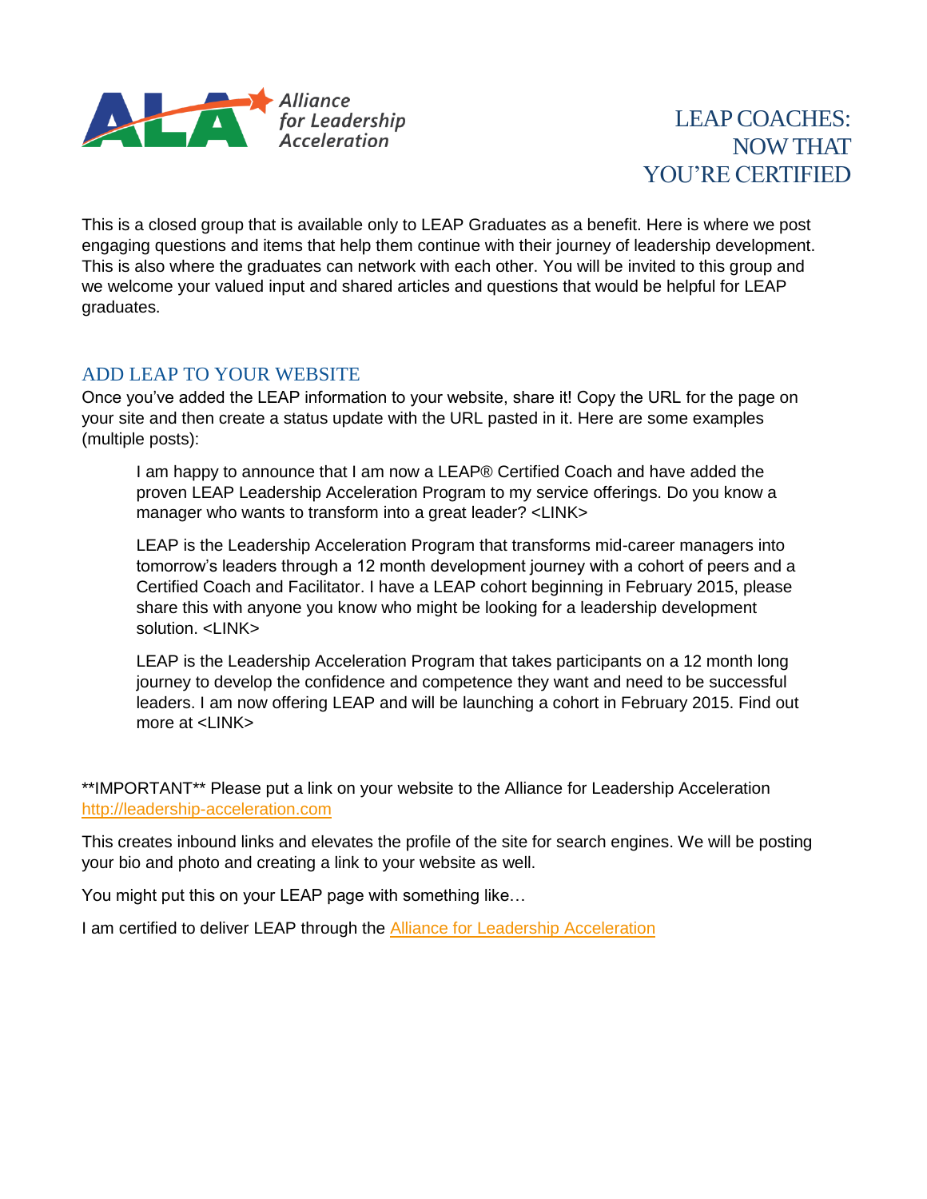Alliance for Leadership Acceleration

# LEAP COACHES: NOW THAT YOU'RE CERTIFIED

This is a closed group that is available only to LEAP Graduates as a benefit. Here is where we post engaging questions and items that help them continue with their journey of leadership development. This is also where the graduates can network with each other. You will be invited to this group and we welcome your valued input and shared articles and questions that would be helpful for LEAP graduates.

## ADD LEAP TO YOUR WEBSITE

Once you've added the LEAP information to your website, share it! Copy the URL for the page on your site and then create a status update with the URL pasted in it. Here are some examples (multiple posts):

> I am happy to announce that I am now a LEAP® Certified Coach and have added the proven LEAP Leadership Acceleration Program to my service offerings. Do you know a manager who wants to transform into a great leader? <LINK>
>
> LEAP is the Leadership Acceleration Program that transforms mid-career managers into tomorrow's leaders through a 12 month development journey with a cohort of peers and a Certified Coach and Facilitator. I have a LEAP cohort beginning in February 2015, please share this with anyone you know who might be looking for a leadership development solution. <LINK>
>
> LEAP is the Leadership Acceleration Program that takes participants on a 12 month long journey to develop the confidence and competence they want and need to be successful leaders. I am now offering LEAP and will be launching a cohort in February 2015. Find out more at <LINK>

**IMPORTANT** Please put a link on your website to the Alliance for Leadership Acceleration [http://leadership-acceleration.com](http://leadership-acceleration.com)

This creates inbound links and elevates the profile of the site for search engines. We will be posting your bio and photo and creating a link to your website as well.

You might put this on your LEAP page with something like…

I am certified to deliver LEAP through the [Alliance for Leadership Acceleration](http://leadership-acceleration.com)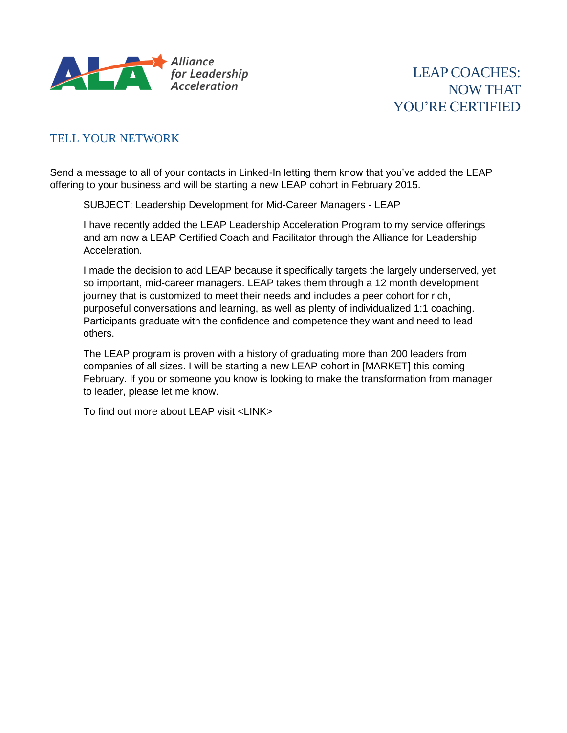Alliance for Leadership Acceleration

# LEAP COACHES: NOW THAT YOU'RE CERTIFIED

## TELL YOUR NETWORK

Send a message to all of your contacts in Linked-In letting them know that you've added the LEAP offering to your business and will be starting a new LEAP cohort in February 2015.

> SUBJECT: Leadership Development for Mid-Career Managers - LEAP
>
> I have recently added the LEAP Leadership Acceleration Program to my service offerings and am now a LEAP Certified Coach and Facilitator through the Alliance for Leadership Acceleration.
>
> I made the decision to add LEAP because it specifically targets the largely underserved, yet so important, mid-career managers. LEAP takes them through a 12 month development journey that is customized to meet their needs and includes a peer cohort for rich, purposeful conversations and learning, as well as plenty of individualized 1:1 coaching. Participants graduate with the confidence and competence they want and need to lead others.
>
> The LEAP program is proven with a history of graduating more than 200 leaders from companies of all sizes. I will be starting a new LEAP cohort in [MARKET] this coming February. If you or someone you know is looking to make the transformation from manager to leader, please let me know.
>
> To find out more about LEAP visit <LINK>